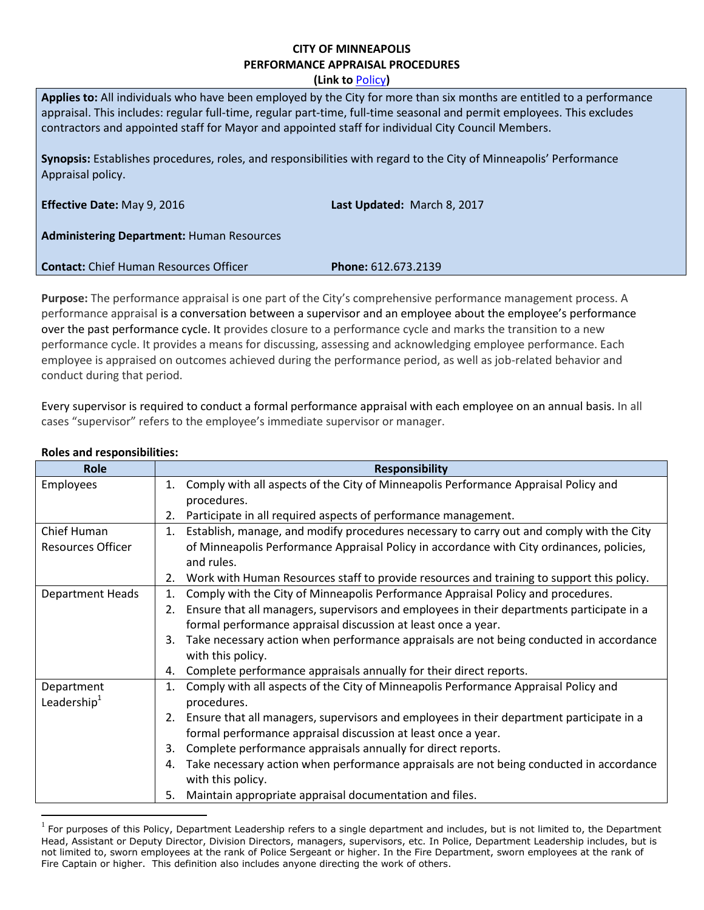# CITY OF MINNEAPOLIS
## PERFORMANCE APPRAISAL PROCEDURES
**(Link to Policy)**

**Applies to:** All individuals who have been employed by the City for more than six months are entitled to a performance appraisal. This includes: regular full-time, regular part-time, full-time seasonal and permit employees. This excludes contractors and appointed staff for Mayor and appointed staff for individual City Council Members.

**Synopsis:** Establishes procedures, roles, and responsibilities with regard to the City of Minneapolis' Performance Appraisal policy.

**Effective Date:** May 9, 2016 **Last Updated:** March 8, 2017

**Administering Department:** Human Resources

**Contact:** Chief Human Resources Officer **Phone:** 612.673.2139

**Purpose:** The performance appraisal is one part of the City's comprehensive performance management process. A performance appraisal is a conversation between a supervisor and an employee about the employee's performance over the past performance cycle. It provides closure to a performance cycle and marks the transition to a new performance cycle. It provides a means for discussing, assessing and acknowledging employee performance. Each employee is appraised on outcomes achieved during the performance period, as well as job-related behavior and conduct during that period.

Every supervisor is required to conduct a formal performance appraisal with each employee on an annual basis. In all cases "supervisor" refers to the employee's immediate supervisor or manager.

**Roles and responsibilities:**

| Role | Responsibility |
|---|---|
| Employees | 1. Comply with all aspects of the City of Minneapolis Performance Appraisal Policy and procedures.<br>2. Participate in all required aspects of performance management. |
| Chief Human Resources Officer | 1. Establish, manage, and modify procedures necessary to carry out and comply with the City of Minneapolis Performance Appraisal Policy in accordance with City ordinances, policies, and rules.<br>2. Work with Human Resources staff to provide resources and training to support this policy. |
| Department Heads | 1. Comply with the City of Minneapolis Performance Appraisal Policy and procedures.<br>2. Ensure that all managers, supervisors and employees in their departments participate in a formal performance appraisal discussion at least once a year.<br>3. Take necessary action when performance appraisals are not being conducted in accordance with this policy.<br>4. Complete performance appraisals annually for their direct reports. |
| Department Leadership[1] | 1. Comply with all aspects of the City of Minneapolis Performance Appraisal Policy and procedures.<br>2. Ensure that all managers, supervisors and employees in their department participate in a formal performance appraisal discussion at least once a year.<br>3. Complete performance appraisals annually for direct reports.<br>4. Take necessary action when performance appraisals are not being conducted in accordance with this policy.<br>5. Maintain appropriate appraisal documentation and files. |

[1] For purposes of this Policy, Department Leadership refers to a single department and includes, but is not limited to, the Department Head, Assistant or Deputy Director, Division Directors, managers, supervisors, etc. In Police, Department Leadership includes, but is not limited to, sworn employees at the rank of Police Sergeant or higher. In the Fire Department, sworn employees at the rank of Fire Captain or higher. This definition also includes anyone directing the work of others.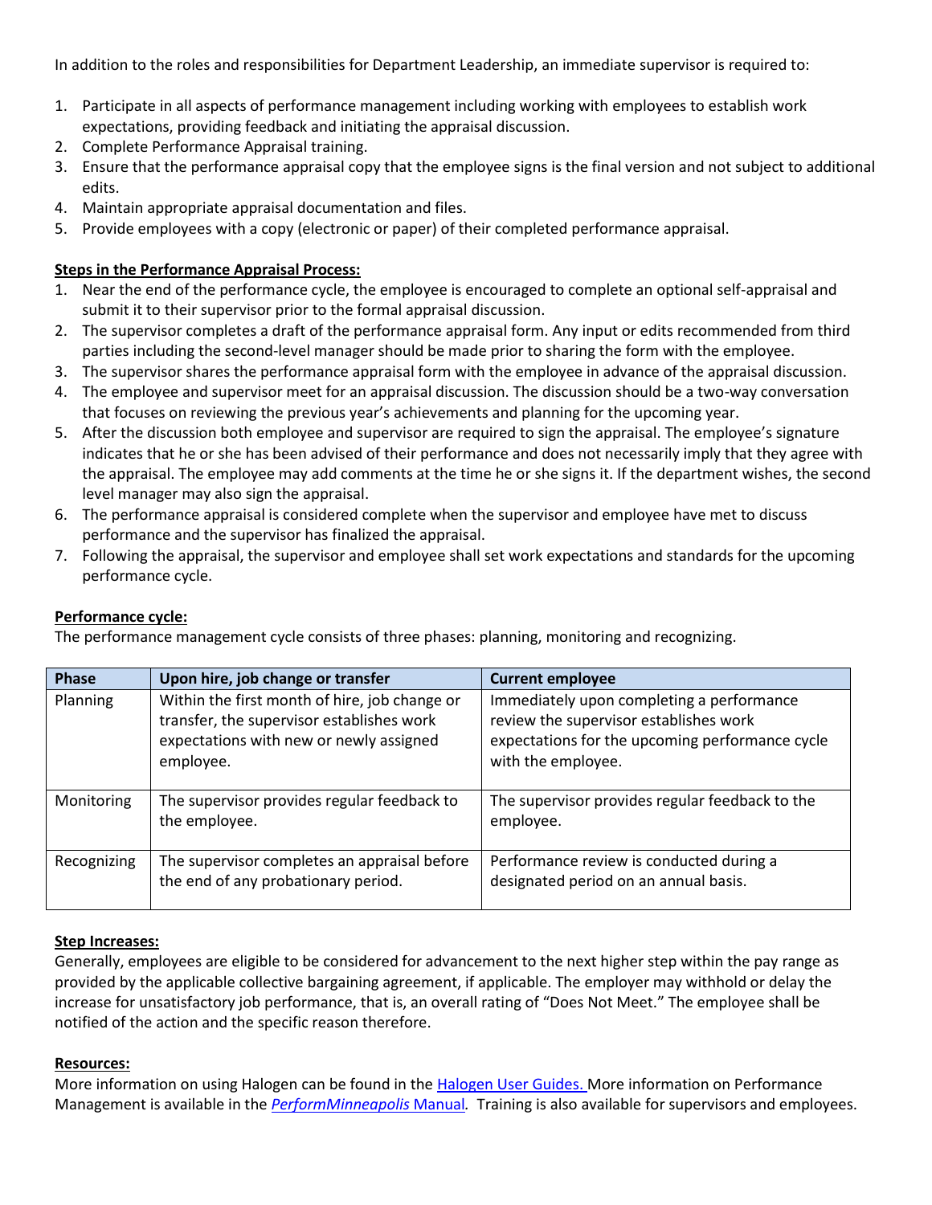In addition to the roles and responsibilities for Department Leadership, an immediate supervisor is required to:

1. Participate in all aspects of performance management including working with employees to establish work expectations, providing feedback and initiating the appraisal discussion.
2. Complete Performance Appraisal training.
3. Ensure that the performance appraisal copy that the employee signs is the final version and not subject to additional edits.
4. Maintain appropriate appraisal documentation and files.
5. Provide employees with a copy (electronic or paper) of their completed performance appraisal.

**Steps in the Performance Appraisal Process:**

1. Near the end of the performance cycle, the employee is encouraged to complete an optional self-appraisal and submit it to their supervisor prior to the formal appraisal discussion.
2. The supervisor completes a draft of the performance appraisal form. Any input or edits recommended from third parties including the second-level manager should be made prior to sharing the form with the employee.
3. The supervisor shares the performance appraisal form with the employee in advance of the appraisal discussion.
4. The employee and supervisor meet for an appraisal discussion. The discussion should be a two-way conversation that focuses on reviewing the previous year's achievements and planning for the upcoming year.
5. After the discussion both employee and supervisor are required to sign the appraisal. The employee's signature indicates that he or she has been advised of their performance and does not necessarily imply that they agree with the appraisal. The employee may add comments at the time he or she signs it. If the department wishes, the second level manager may also sign the appraisal.
6. The performance appraisal is considered complete when the supervisor and employee have met to discuss performance and the supervisor has finalized the appraisal.
7. Following the appraisal, the supervisor and employee shall set work expectations and standards for the upcoming performance cycle.

**Performance cycle:**

The performance management cycle consists of three phases: planning, monitoring and recognizing.

| Phase | Upon hire, job change or transfer | Current employee |
|---|---|---|
| Planning | Within the first month of hire, job change or transfer, the supervisor establishes work expectations with new or newly assigned employee. | Immediately upon completing a performance review the supervisor establishes work expectations for the upcoming performance cycle with the employee. |
| Monitoring | The supervisor provides regular feedback to the employee. | The supervisor provides regular feedback to the employee. |
| Recognizing | The supervisor completes an appraisal before the end of any probationary period. | Performance review is conducted during a designated period on an annual basis. |

**Step Increases:**

Generally, employees are eligible to be considered for advancement to the next higher step within the pay range as provided by the applicable collective bargaining agreement, if applicable. The employer may withhold or delay the increase for unsatisfactory job performance, that is, an overall rating of "Does Not Meet." The employee shall be notified of the action and the specific reason therefore.

**Resources:**

More information on using Halogen can be found in the Halogen User Guides. More information on Performance Management is available in the *PerformMinneapolis* Manual. Training is also available for supervisors and employees.